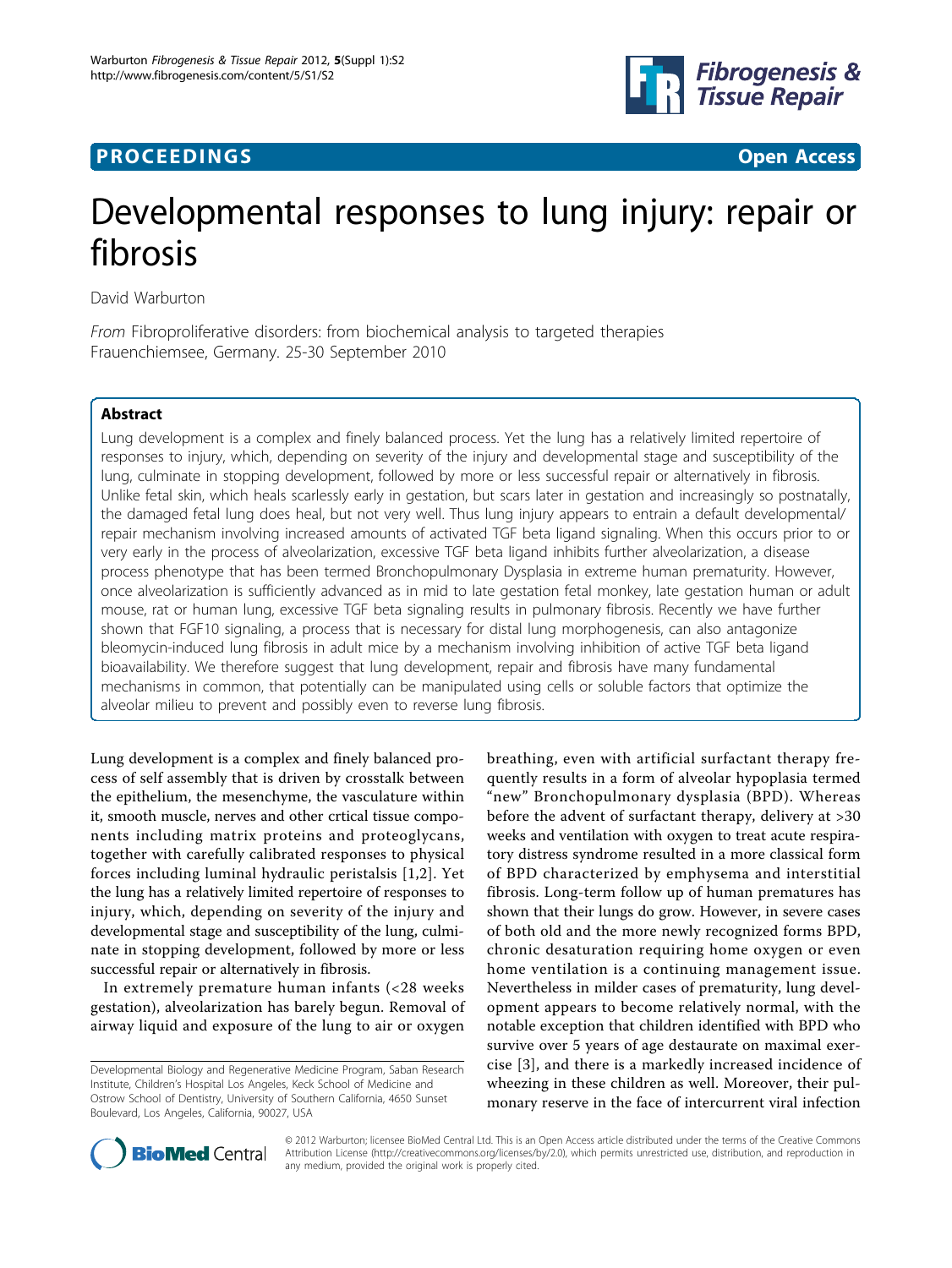**PROCEEDINGS** **Open Access**

# Developmental responses to lung injury: repair or fibrosis

David Warburton

*From* Fibroproliferative disorders: from biochemical analysis to targeted therapies
Frauenchiemsee, Germany. 25-30 September 2010

## Abstract

Lung development is a complex and finely balanced process. Yet the lung has a relatively limited repertoire of responses to injury, which, depending on severity of the injury and developmental stage and susceptibility of the lung, culminate in stopping development, followed by more or less successful repair or alternatively in fibrosis. Unlike fetal skin, which heals scarlessly early in gestation, but scars later in gestation and increasingly so postnatally, the damaged fetal lung does heal, but not very well. Thus lung injury appears to entrain a default developmental/repair mechanism involving increased amounts of activated TGF beta ligand signaling. When this occurs prior to or very early in the process of alveolarization, excessive TGF beta ligand inhibits further alveolarization, a disease process phenotype that has been termed Bronchopulmonary Dysplasia in extreme human prematurity. However, once alveolarization is sufficiently advanced as in mid to late gestation fetal monkey, late gestation human or adult mouse, rat or human lung, excessive TGF beta signaling results in pulmonary fibrosis. Recently we have further shown that FGF10 signaling, a process that is necessary for distal lung morphogenesis, can also antagonize bleomycin-induced lung fibrosis in adult mice by a mechanism involving inhibition of active TGF beta ligand bioavailability. We therefore suggest that lung development, repair and fibrosis have many fundamental mechanisms in common, that potentially can be manipulated using cells or soluble factors that optimize the alveolar milieu to prevent and possibly even to reverse lung fibrosis.

Lung development is a complex and finely balanced process of self assembly that is driven by crosstalk between the epithelium, the mesenchyme, the vasculature within it, smooth muscle, nerves and other crtical tissue components including matrix proteins and proteoglycans, together with carefully calibrated responses to physical forces including luminal hydraulic peristalsis [1,2]. Yet the lung has a relatively limited repertoire of responses to injury, which, depending on severity of the injury and developmental stage and susceptibility of the lung, culminate in stopping development, followed by more or less successful repair or alternatively in fibrosis.

In extremely premature human infants (<28 weeks gestation), alveolarization has barely begun. Removal of airway liquid and exposure of the lung to air or oxygen breathing, even with artificial surfactant therapy frequently results in a form of alveolar hypoplasia termed "new" Bronchopulmonary dysplasia (BPD). Whereas before the advent of surfactant therapy, delivery at >30 weeks and ventilation with oxygen to treat acute respiratory distress syndrome resulted in a more classical form of BPD characterized by emphysema and interstitial fibrosis. Long-term follow up of human prematures has shown that their lungs do grow. However, in severe cases of both old and the more newly recognized forms BPD, chronic desaturation requiring home oxygen or even home ventilation is a continuing management issue. Nevertheless in milder cases of prematurity, lung development appears to become relatively normal, with the notable exception that children identified with BPD who survive over 5 years of age destaurate on maximal exercise [3], and there is a markedly increased incidence of wheezing in these children as well. Moreover, their pulmonary reserve in the face of intercurrent viral infection

Developmental Biology and Regenerative Medicine Program, Saban Research Institute, Children's Hospital Los Angeles, Keck School of Medicine and Ostrow School of Dentistry, University of Southern California, 4650 Sunset Boulevard, Los Angeles, California, 90027, USA

© 2012 Warburton; licensee BioMed Central Ltd. This is an Open Access article distributed under the terms of the Creative Commons Attribution License (http://creativecommons.org/licenses/by/2.0), which permits unrestricted use, distribution, and reproduction in any medium, provided the original work is properly cited.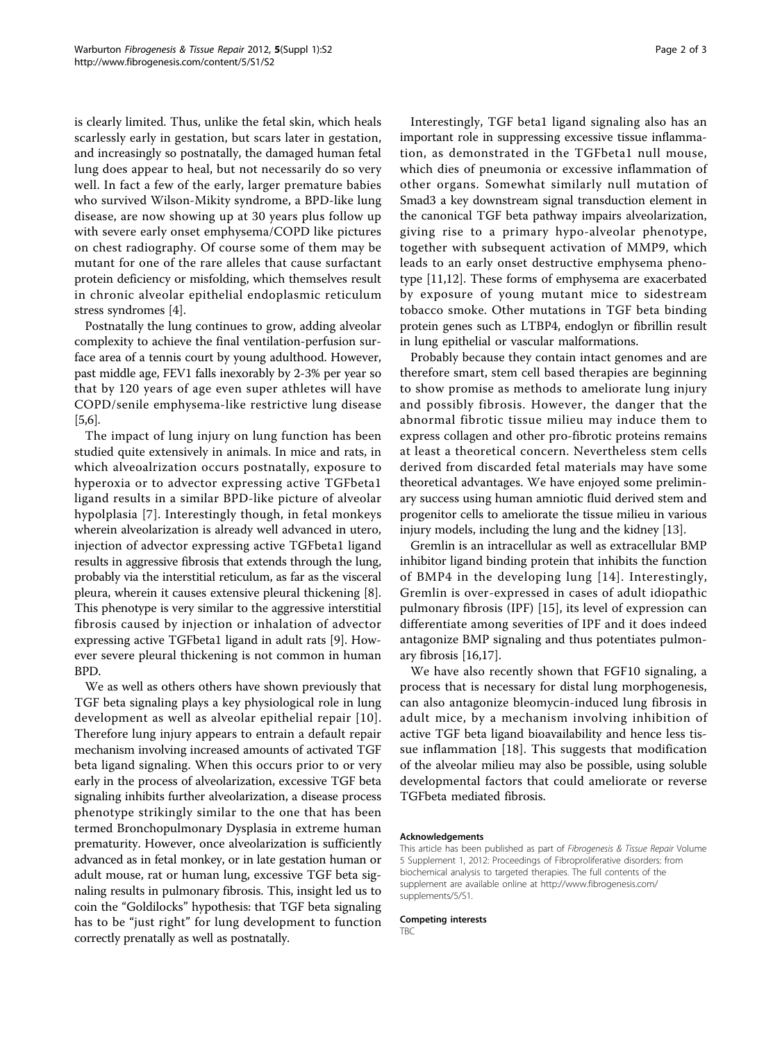is clearly limited. Thus, unlike the fetal skin, which heals scarlessly early in gestation, but scars later in gestation, and increasingly so postnatally, the damaged human fetal lung does appear to heal, but not necessarily do so very well. In fact a few of the early, larger premature babies who survived Wilson-Mikity syndrome, a BPD-like lung disease, are now showing up at 30 years plus follow up with severe early onset emphysema/COPD like pictures on chest radiography. Of course some of them may be mutant for one of the rare alleles that cause surfactant protein deficiency or misfolding, which themselves result in chronic alveolar epithelial endoplasmic reticulum stress syndromes [4].

Postnatally the lung continues to grow, adding alveolar complexity to achieve the final ventilation-perfusion surface area of a tennis court by young adulthood. However, past middle age, FEV1 falls inexorably by 2-3% per year so that by 120 years of age even super athletes will have COPD/senile emphysema-like restrictive lung disease [5,6].

The impact of lung injury on lung function has been studied quite extensively in animals. In mice and rats, in which alveoalrization occurs postnatally, exposure to hyperoxia or to advector expressing active TGFbeta1 ligand results in a similar BPD-like picture of alveolar hypolplasia [7]. Interestingly though, in fetal monkeys wherein alveolarization is already well advanced in utero, injection of advector expressing active TGFbeta1 ligand results in aggressive fibrosis that extends through the lung, probably via the interstitial reticulum, as far as the visceral pleura, wherein it causes extensive pleural thickening [8]. This phenotype is very similar to the aggressive interstitial fibrosis caused by injection or inhalation of advector expressing active TGFbeta1 ligand in adult rats [9]. However severe pleural thickening is not common in human BPD.

We as well as others others have shown previously that TGF beta signaling plays a key physiological role in lung development as well as alveolar epithelial repair [10]. Therefore lung injury appears to entrain a default repair mechanism involving increased amounts of activated TGF beta ligand signaling. When this occurs prior to or very early in the process of alveolarization, excessive TGF beta signaling inhibits further alveolarization, a disease process phenotype strikingly similar to the one that has been termed Bronchopulmonary Dysplasia in extreme human prematurity. However, once alveolarization is sufficiently advanced as in fetal monkey, or in late gestation human or adult mouse, rat or human lung, excessive TGF beta signaling results in pulmonary fibrosis. This, insight led us to coin the "Goldilocks" hypothesis: that TGF beta signaling has to be "just right" for lung development to function correctly prenatally as well as postnatally.

Interestingly, TGF beta1 ligand signaling also has an important role in suppressing excessive tissue inflammation, as demonstrated in the TGFbeta1 null mouse, which dies of pneumonia or excessive inflammation of other organs. Somewhat similarly null mutation of Smad3 a key downstream signal transduction element in the canonical TGF beta pathway impairs alveolarization, giving rise to a primary hypo-alveolar phenotype, together with subsequent activation of MMP9, which leads to an early onset destructive emphysema phenotype [11,12]. These forms of emphysema are exacerbated by exposure of young mutant mice to sidestream tobacco smoke. Other mutations in TGF beta binding protein genes such as LTBP4, endoglyn or fibrillin result in lung epithelial or vascular malformations.

Probably because they contain intact genomes and are therefore smart, stem cell based therapies are beginning to show promise as methods to ameliorate lung injury and possibly fibrosis. However, the danger that the abnormal fibrotic tissue milieu may induce them to express collagen and other pro-fibrotic proteins remains at least a theoretical concern. Nevertheless stem cells derived from discarded fetal materials may have some theoretical advantages. We have enjoyed some preliminary success using human amniotic fluid derived stem and progenitor cells to ameliorate the tissue milieu in various injury models, including the lung and the kidney [13].

Gremlin is an intracellular as well as extracellular BMP inhibitor ligand binding protein that inhibits the function of BMP4 in the developing lung [14]. Interestingly, Gremlin is over-expressed in cases of adult idiopathic pulmonary fibrosis (IPF) [15], its level of expression can differentiate among severities of IPF and it does indeed antagonize BMP signaling and thus potentiates pulmonary fibrosis [16,17].

We have also recently shown that FGF10 signaling, a process that is necessary for distal lung morphogenesis, can also antagonize bleomycin-induced lung fibrosis in adult mice, by a mechanism involving inhibition of active TGF beta ligand bioavailability and hence less tissue inflammation [18]. This suggests that modification of the alveolar milieu may also be possible, using soluble developmental factors that could ameliorate or reverse TGFbeta mediated fibrosis.

#### Acknowledgements

This article has been published as part of *Fibrogenesis & Tissue Repair* Volume 5 Supplement 1, 2012: Proceedings of Fibroproliferative disorders: from biochemical analysis to targeted therapies. The full contents of the supplement are available online at http://www.fibrogenesis.com/supplements/5/S1.

#### Competing interests

TBC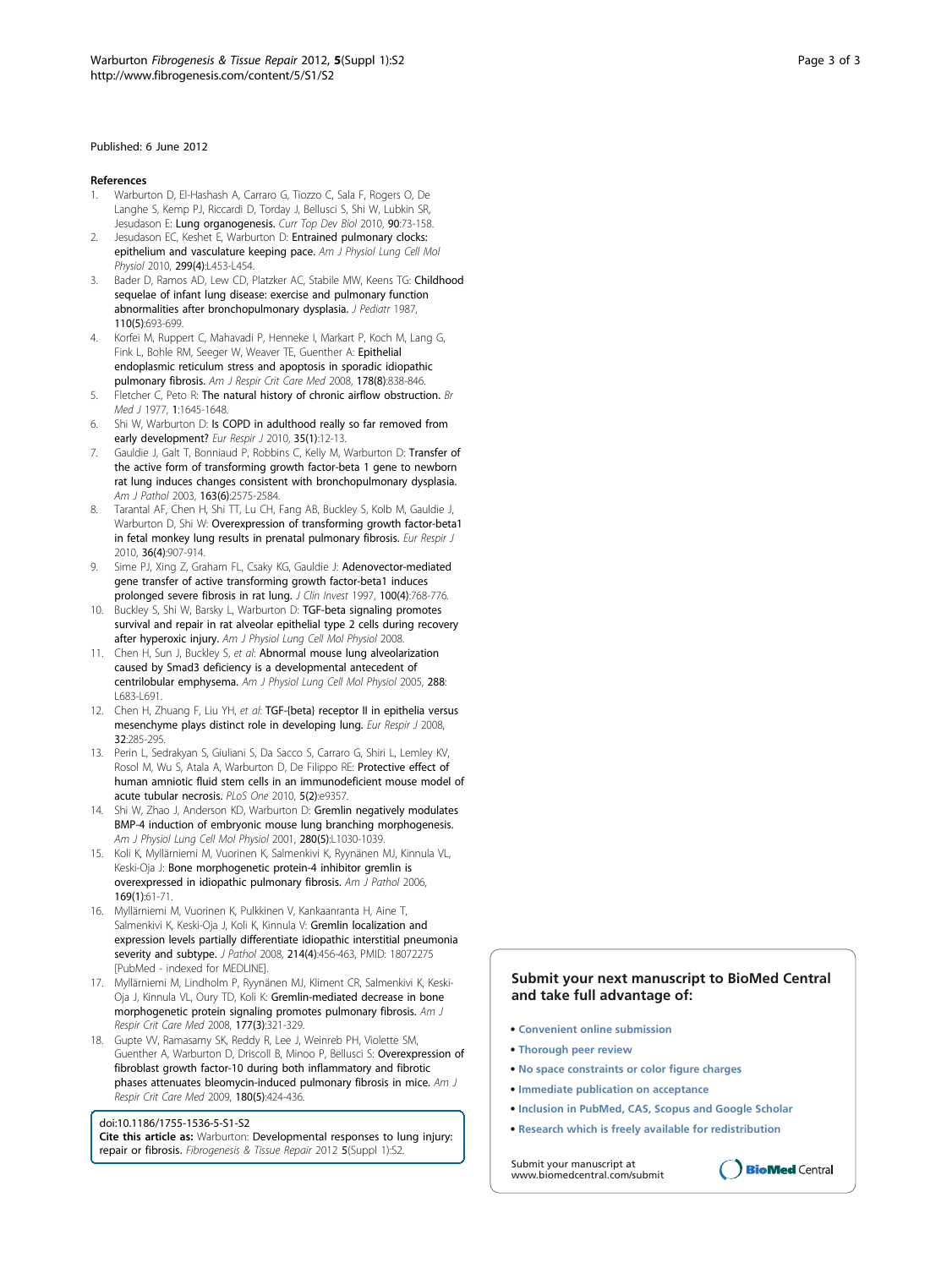Published: 6 June 2012

## References

1. Warburton D, El-Hashash A, Carraro G, Tiozzo C, Sala F, Rogers O, De Langhe S, Kemp PJ, Riccardi D, Torday J, Bellusci S, Shi W, Lubkin SR, Jesudason E: **Lung organogenesis.** *Curr Top Dev Biol* 2010, **90**:73-158.
2. Jesudason EC, Keshet E, Warburton D: **Entrained pulmonary clocks: epithelium and vasculature keeping pace.** *Am J Physiol Lung Cell Mol Physiol* 2010, **299(4)**:L453-L454.
3. Bader D, Ramos AD, Lew CD, Platzker AC, Stabile MW, Keens TG: **Childhood sequelae of infant lung disease: exercise and pulmonary function abnormalities after bronchopulmonary dysplasia.** *J Pediatr* 1987, **110(5)**:693-699.
4. Korfei M, Ruppert C, Mahavadi P, Henneke I, Markart P, Koch M, Lang G, Fink L, Bohle RM, Seeger W, Weaver TE, Guenther A: **Epithelial endoplasmic reticulum stress and apoptosis in sporadic idiopathic pulmonary fibrosis.** *Am J Respir Crit Care Med* 2008, **178(8)**:838-846.
5. Fletcher C, Peto R: **The natural history of chronic airflow obstruction.** *Br Med J* 1977, **1**:1645-1648.
6. Shi W, Warburton D: **Is COPD in adulthood really so far removed from early development?** *Eur Respir J* 2010, **35(1)**:12-13.
7. Gauldie J, Galt T, Bonniaud P, Robbins C, Kelly M, Warburton D: **Transfer of the active form of transforming growth factor-beta 1 gene to newborn rat lung induces changes consistent with bronchopulmonary dysplasia.** *Am J Pathol* 2003, **163(6)**:2575-2584.
8. Tarantal AF, Chen H, Shi TT, Lu CH, Fang AB, Buckley S, Kolb M, Gauldie J, Warburton D, Shi W: **Overexpression of transforming growth factor-beta1 in fetal monkey lung results in prenatal pulmonary fibrosis.** *Eur Respir J* 2010, **36(4)**:907-914.
9. Sime PJ, Xing Z, Graham FL, Csaky KG, Gauldie J: **Adenovector-mediated gene transfer of active transforming growth factor-beta1 induces prolonged severe fibrosis in rat lung.** *J Clin Invest* 1997, **100(4)**:768-776.
10. Buckley S, Shi W, Barsky L, Warburton D: **TGF-beta signaling promotes survival and repair in rat alveolar epithelial type 2 cells during recovery after hyperoxic injury.** *Am J Physiol Lung Cell Mol Physiol* 2008.
11. Chen H, Sun J, Buckley S, *et al*: **Abnormal mouse lung alveolarization caused by Smad3 deficiency is a developmental antecedent of centrilobular emphysema.** *Am J Physiol Lung Cell Mol Physiol* 2005, **288**: L683-L691.
12. Chen H, Zhuang F, Liu YH, *et al*: **TGF-{beta} receptor II in epithelia versus mesenchyme plays distinct role in developing lung.** *Eur Respir J* 2008, **32**:285-295.
13. Perin L, Sedrakyan S, Giuliani S, Da Sacco S, Carraro G, Shiri L, Lemley KV, Rosol M, Wu S, Atala A, Warburton D, De Filippo RE: **Protective effect of human amniotic fluid stem cells in an immunodeficient mouse model of acute tubular necrosis.** *PLoS One* 2010, **5(2)**:e9357.
14. Shi W, Zhao J, Anderson KD, Warburton D: **Gremlin negatively modulates BMP-4 induction of embryonic mouse lung branching morphogenesis.** *Am J Physiol Lung Cell Mol Physiol* 2001, **280(5)**:L1030-1039.
15. Koli K, Myllärniemi M, Vuorinen K, Salmenkivi K, Ryynänen MJ, Kinnula VL, Keski-Oja J: **Bone morphogenetic protein-4 inhibitor gremlin is overexpressed in idiopathic pulmonary fibrosis.** *Am J Pathol* 2006, **169(1)**:61-71.
16. Myllärniemi M, Vuorinen K, Pulkkinen V, Kankaanranta H, Aine T, Salmenkivi K, Keski-Oja J, Koli K, Kinnula V: **Gremlin localization and expression levels partially differentiate idiopathic interstitial pneumonia severity and subtype.** *J Pathol* 2008, **214(4)**:456-463, PMID: 18072275 [PubMed - indexed for MEDLINE].
17. Myllärniemi M, Lindholm P, Ryynänen MJ, Kliment CR, Salmenkivi K, Keski-Oja J, Kinnula VL, Oury TD, Koli K: **Gremlin-mediated decrease in bone morphogenetic protein signaling promotes pulmonary fibrosis.** *Am J Respir Crit Care Med* 2008, **177(3)**:321-329.
18. Gupte VV, Ramasamy SK, Reddy R, Lee J, Weinreb PH, Violette SM, Guenther A, Warburton D, Driscoll B, Minoo P, Bellusci S: **Overexpression of fibroblast growth factor-10 during both inflammatory and fibrotic phases attenuates bleomycin-induced pulmonary fibrosis in mice.** *Am J Respir Crit Care Med* 2009, **180(5)**:424-436.

doi:10.1186/1755-1536-5-S1-S2

**Cite this article as:** Warburton: Developmental responses to lung injury: repair or fibrosis. *Fibrogenesis & Tissue Repair* 2012 **5**(Suppl 1):S2.

**Submit your next manuscript to BioMed Central and take full advantage of:**

- Convenient online submission
- Thorough peer review
- No space constraints or color figure charges
- Immediate publication on acceptance
- Inclusion in PubMed, CAS, Scopus and Google Scholar
- Research which is freely available for redistribution

Submit your manuscript at www.biomedcentral.com/submit

BioMed Central